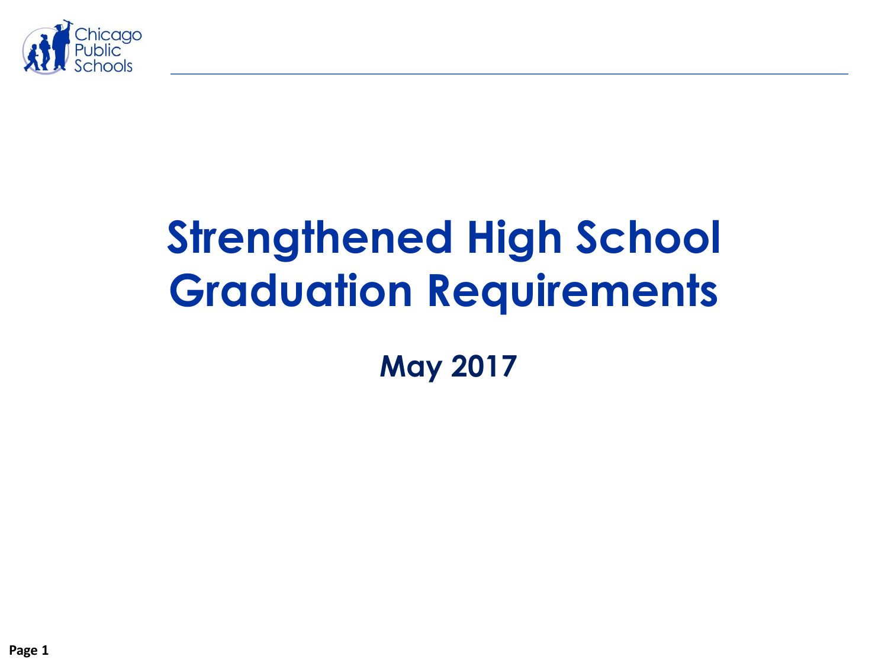Chicago Public Schools

# Strengthened High School Graduation Requirements

**May 2017**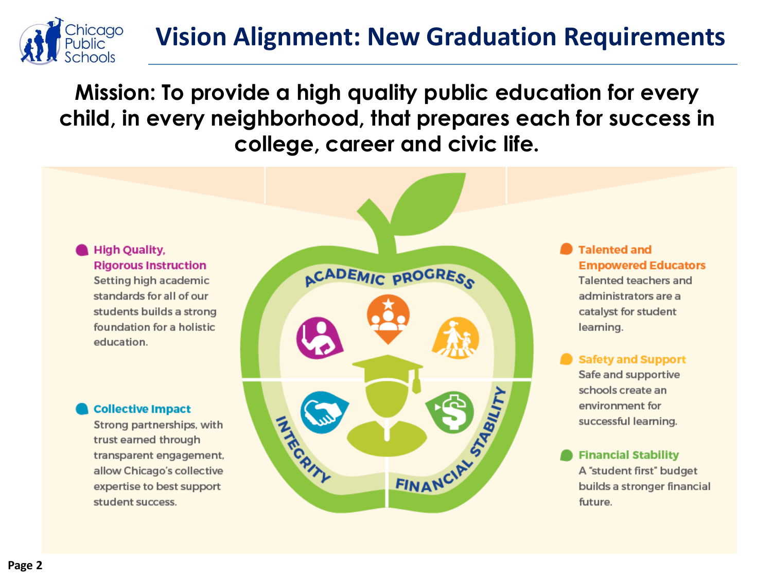# Vision Alignment: New Graduation Requirements

**Mission: To provide a high quality public education for every child, in every neighborhood, that prepares each for success in college, career and civic life.**

**High Quality, Rigorous Instruction**
Setting high academic standards for all of our students builds a strong foundation for a holistic education.

**Collective Impact**
Strong partnerships, with trust earned through transparent engagement, allow Chicago's collective expertise to best support student success.

ACADEMIC PROGRESS

INTEGRITY

FINANCIAL STABILITY

**Talented and Empowered Educators**
Talented teachers and administrators are a catalyst for student learning.

**Safety and Support**
Safe and supportive schools create an environment for successful learning.

**Financial Stability**
A "student first" budget builds a stronger financial future.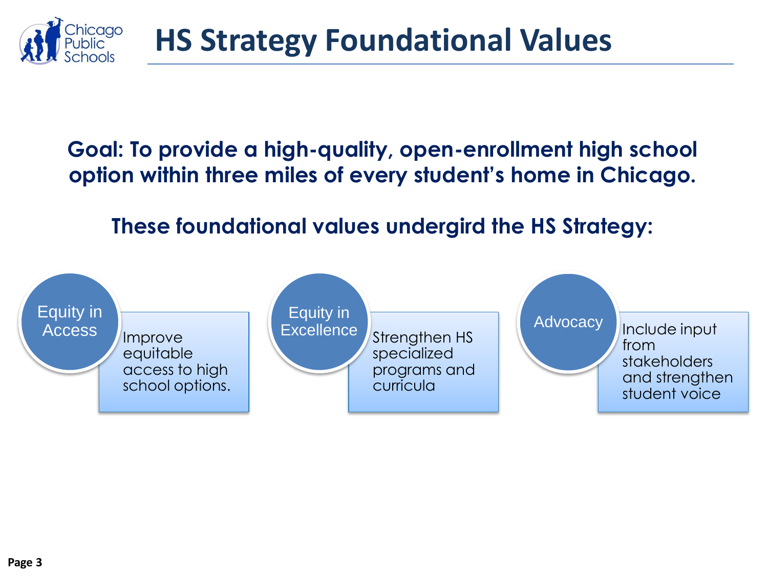# HS Strategy Foundational Values

**Goal: To provide a high-quality, open-enrollment high school option within three miles of every student's home in Chicago.**

**These foundational values undergird the HS Strategy:**

- **Equity in Access**: Improve equitable access to high school options.
- **Equity in Excellence**: Strengthen HS specialized programs and curricula
- **Advocacy**: Include input from stakeholders and strengthen student voice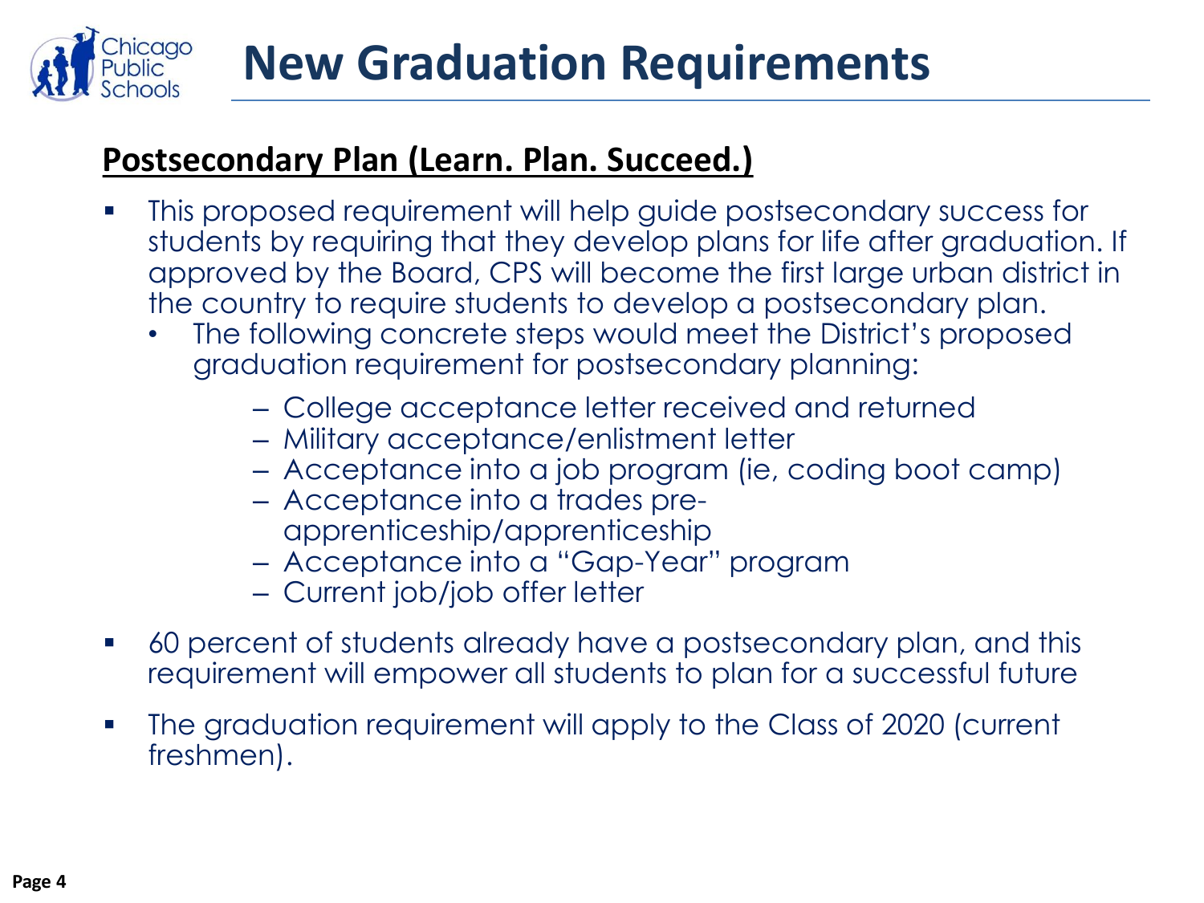# New Graduation Requirements

## Postsecondary Plan (Learn. Plan. Succeed.)

- This proposed requirement will help guide postsecondary success for students by requiring that they develop plans for life after graduation. If approved by the Board, CPS will become the first large urban district in the country to require students to develop a postsecondary plan.
  - The following concrete steps would meet the District's proposed graduation requirement for postsecondary planning:
    - College acceptance letter received and returned
    - Military acceptance/enlistment letter
    - Acceptance into a job program (ie, coding boot camp)
    - Acceptance into a trades pre-apprenticeship/apprenticeship
    - Acceptance into a "Gap-Year" program
    - Current job/job offer letter
- 60 percent of students already have a postsecondary plan, and this requirement will empower all students to plan for a successful future
- The graduation requirement will apply to the Class of 2020 (current freshmen).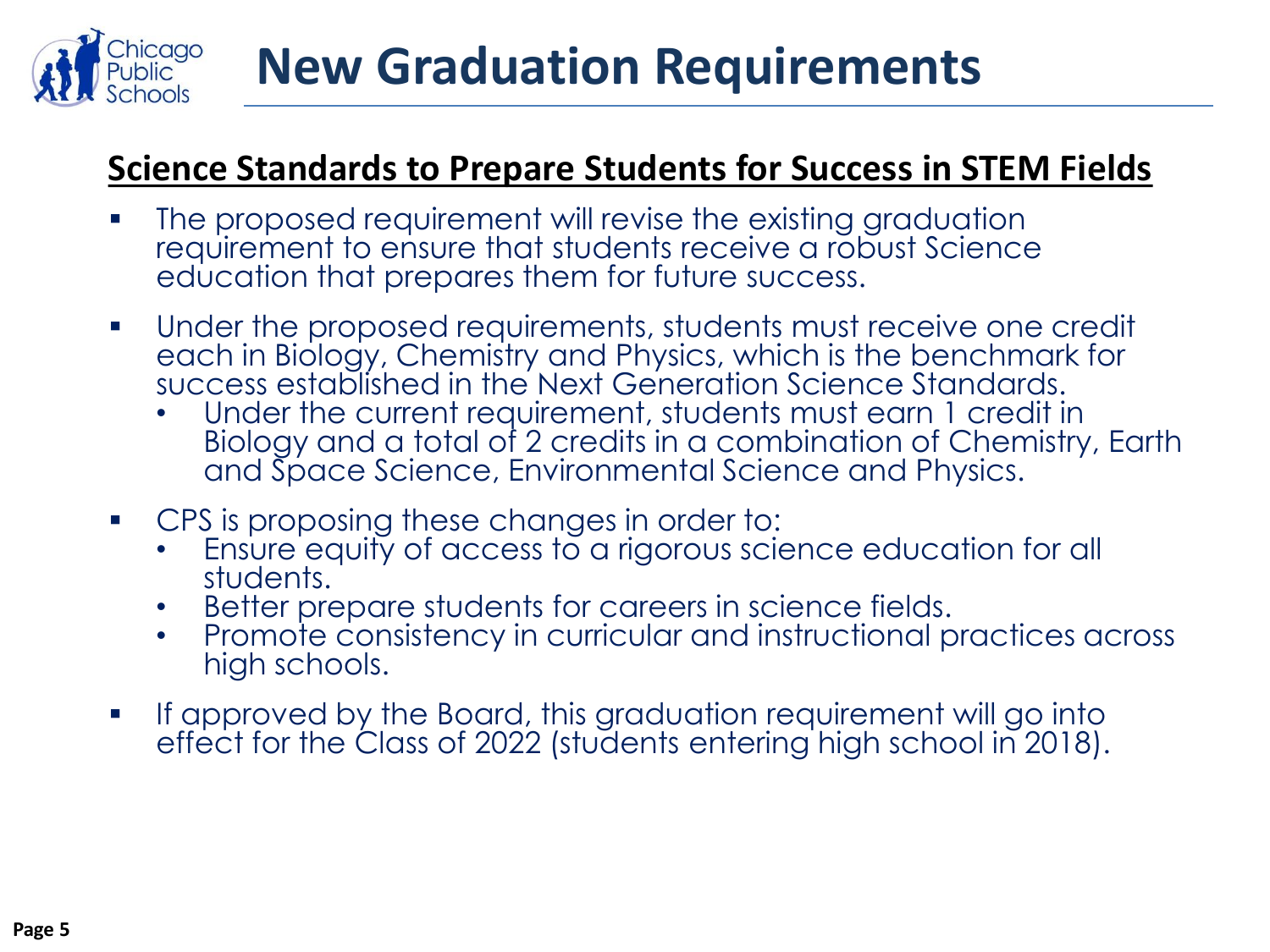# New Graduation Requirements

## Science Standards to Prepare Students for Success in STEM Fields

- The proposed requirement will revise the existing graduation requirement to ensure that students receive a robust Science education that prepares them for future success.
- Under the proposed requirements, students must receive one credit each in Biology, Chemistry and Physics, which is the benchmark for success established in the Next Generation Science Standards.
  - Under the current requirement, students must earn 1 credit in Biology and a total of 2 credits in a combination of Chemistry, Earth and Space Science, Environmental Science and Physics.
- CPS is proposing these changes in order to:
  - Ensure equity of access to a rigorous science education for all students.
  - Better prepare students for careers in science fields.
  - Promote consistency in curricular and instructional practices across high schools.
- If approved by the Board, this graduation requirement will go into effect for the Class of 2022 (students entering high school in 2018).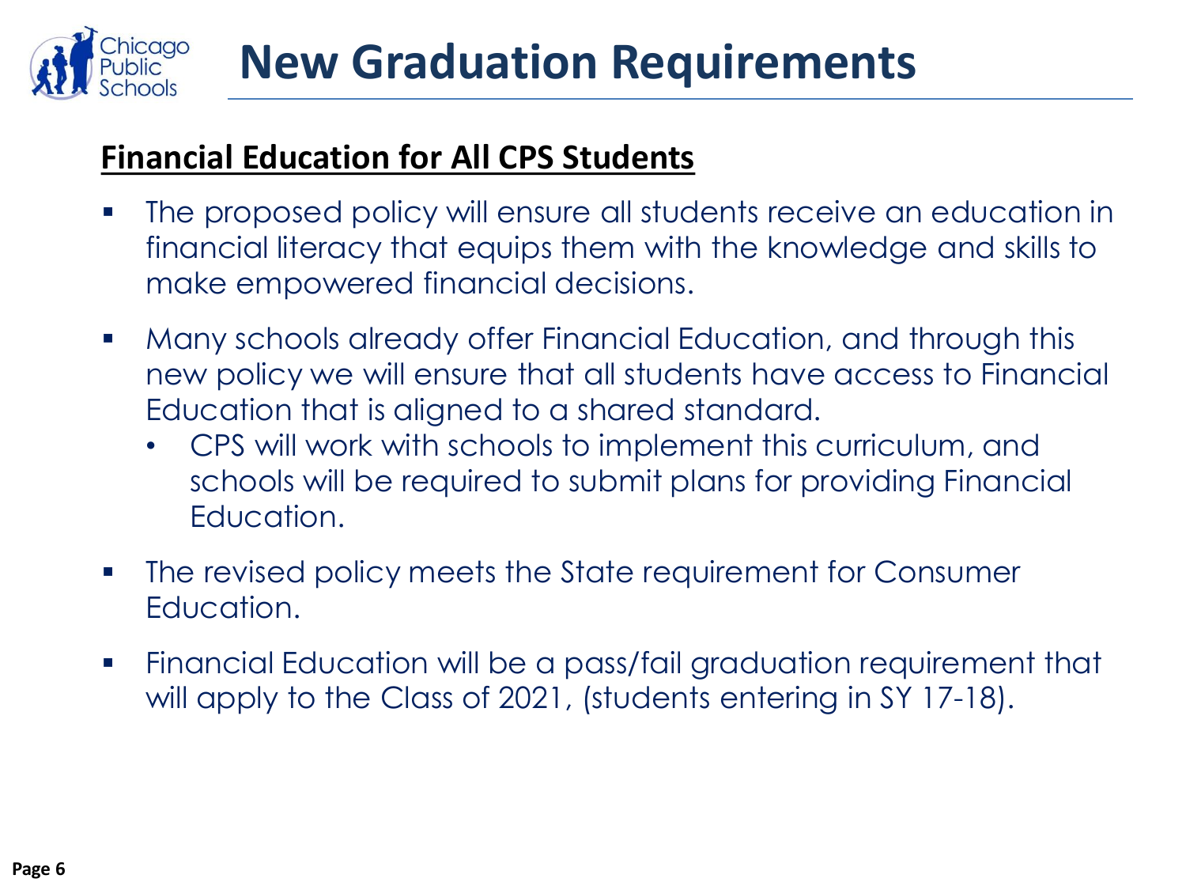# New Graduation Requirements

**Financial Education for All CPS Students**

- The proposed policy will ensure all students receive an education in financial literacy that equips them with the knowledge and skills to make empowered financial decisions.
- Many schools already offer Financial Education, and through this new policy we will ensure that all students have access to Financial Education that is aligned to a shared standard.
  - CPS will work with schools to implement this curriculum, and schools will be required to submit plans for providing Financial Education.
- The revised policy meets the State requirement for Consumer Education.
- Financial Education will be a pass/fail graduation requirement that will apply to the Class of 2021, (students entering in SY 17-18).